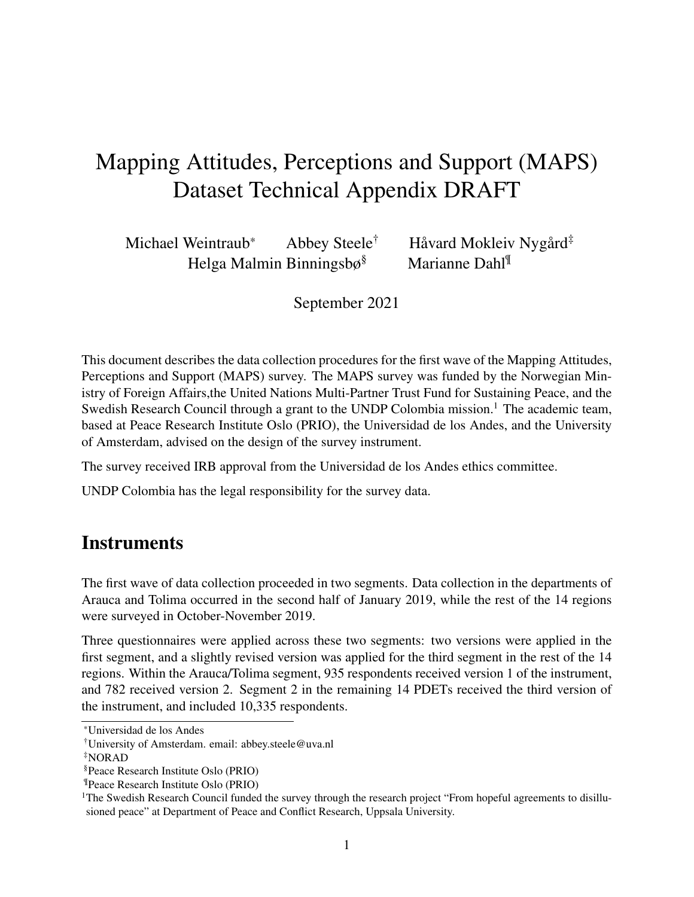# Mapping Attitudes, Perceptions and Support (MAPS) Dataset Technical Appendix DRAFT

Michael Weintraub[*] Abbey Steele[†] Håvard Mokleiv Nygård[‡] Helga Malmin Binningsbø[§] Marianne Dahl[¶]

September 2021

This document describes the data collection procedures for the first wave of the Mapping Attitudes, Perceptions and Support (MAPS) survey. The MAPS survey was funded by the Norwegian Ministry of Foreign Affairs,the United Nations Multi-Partner Trust Fund for Sustaining Peace, and the Swedish Research Council through a grant to the UNDP Colombia mission.[1] The academic team, based at Peace Research Institute Oslo (PRIO), the Universidad de los Andes, and the University of Amsterdam, advised on the design of the survey instrument.

The survey received IRB approval from the Universidad de los Andes ethics committee.

UNDP Colombia has the legal responsibility for the survey data.

## Instruments

The first wave of data collection proceeded in two segments. Data collection in the departments of Arauca and Tolima occurred in the second half of January 2019, while the rest of the 14 regions were surveyed in October-November 2019.

Three questionnaires were applied across these two segments: two versions were applied in the first segment, and a slightly revised version was applied for the third segment in the rest of the 14 regions. Within the Arauca/Tolima segment, 935 respondents received version 1 of the instrument, and 782 received version 2. Segment 2 in the remaining 14 PDETs received the third version of the instrument, and included 10,335 respondents.

---

[*] Universidad de los Andes

[†] University of Amsterdam. email: abbey.steele@uva.nl

[‡] NORAD

[§] Peace Research Institute Oslo (PRIO)

[¶] Peace Research Institute Oslo (PRIO)

[1] The Swedish Research Council funded the survey through the research project "From hopeful agreements to disillusioned peace" at Department of Peace and Conflict Research, Uppsala University.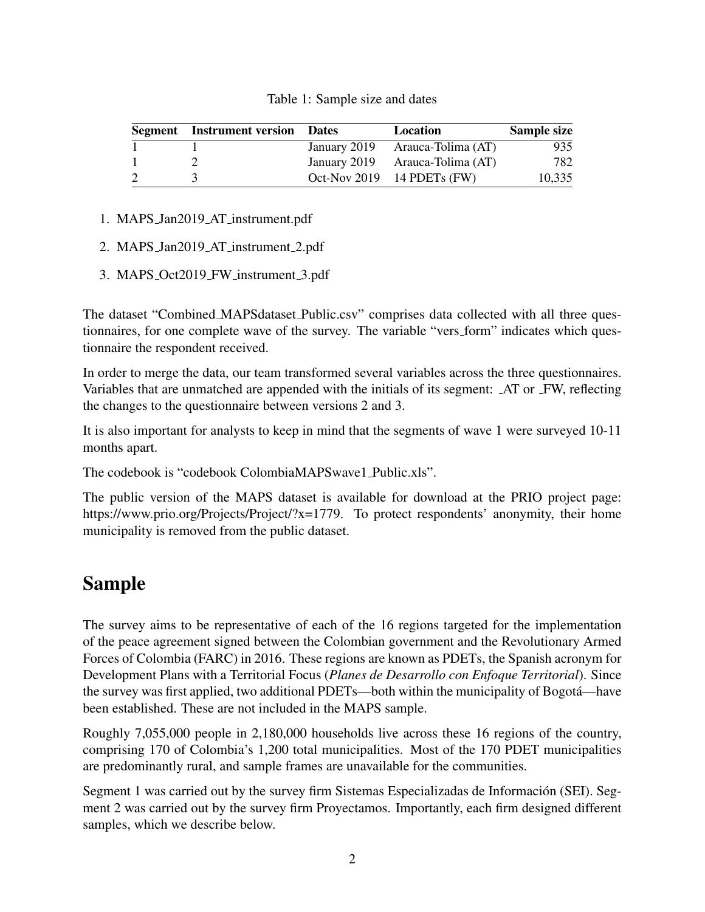Table 1: Sample size and dates

| Segment | Instrument version | Dates | Location | Sample size |
|---|---|---|---|---|
| 1 | 1 | January 2019 | Arauca-Tolima (AT) | 935 |
| 1 | 2 | January 2019 | Arauca-Tolima (AT) | 782 |
| 2 | 3 | Oct-Nov 2019 | 14 PDETs (FW) | 10,335 |

1. MAPS_Jan2019_AT_instrument.pdf
2. MAPS_Jan2019_AT_instrument_2.pdf
3. MAPS_Oct2019_FW_instrument_3.pdf

The dataset "Combined_MAPSdataset_Public.csv" comprises data collected with all three questionnaires, for one complete wave of the survey. The variable "vers_form" indicates which questionnaire the respondent received.

In order to merge the data, our team transformed several variables across the three questionnaires. Variables that are unmatched are appended with the initials of its segment: _AT or _FW, reflecting the changes to the questionnaire between versions 2 and 3.

It is also important for analysts to keep in mind that the segments of wave 1 were surveyed 10-11 months apart.

The codebook is "codebook ColombiaMAPSwave1_Public.xls".

The public version of the MAPS dataset is available for download at the PRIO project page: https://www.prio.org/Projects/Project/?x=1779. To protect respondents' anonymity, their home municipality is removed from the public dataset.

# Sample

The survey aims to be representative of each of the 16 regions targeted for the implementation of the peace agreement signed between the Colombian government and the Revolutionary Armed Forces of Colombia (FARC) in 2016. These regions are known as PDETs, the Spanish acronym for Development Plans with a Territorial Focus (*Planes de Desarrollo con Enfoque Territorial*). Since the survey was first applied, two additional PDETs—both within the municipality of Bogotá—have been established. These are not included in the MAPS sample.

Roughly 7,055,000 people in 2,180,000 households live across these 16 regions of the country, comprising 170 of Colombia's 1,200 total municipalities. Most of the 170 PDET municipalities are predominantly rural, and sample frames are unavailable for the communities.

Segment 1 was carried out by the survey firm Sistemas Especializadas de Información (SEI). Segment 2 was carried out by the survey firm Proyectamos. Importantly, each firm designed different samples, which we describe below.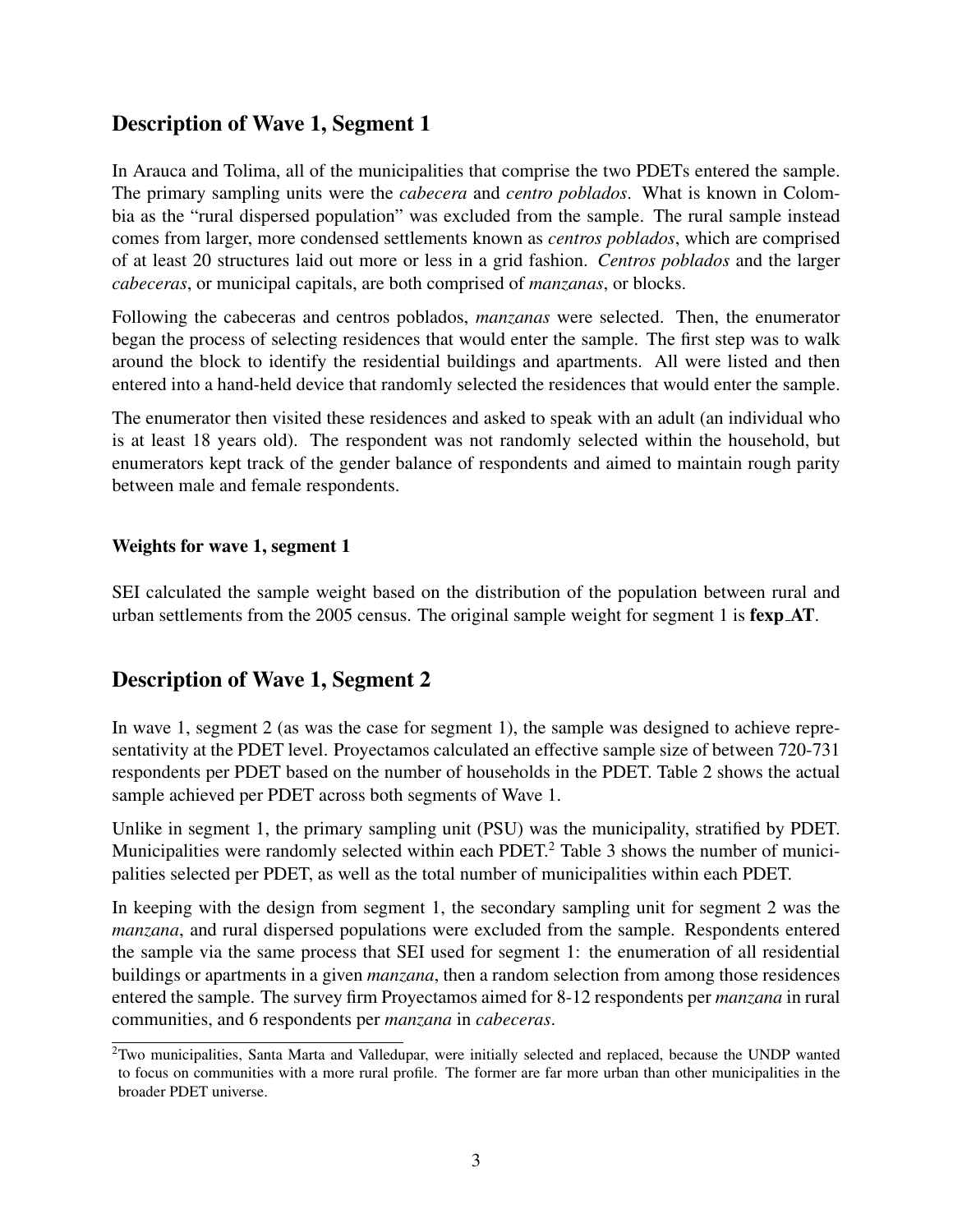## Description of Wave 1, Segment 1

In Arauca and Tolima, all of the municipalities that comprise the two PDETs entered the sample. The primary sampling units were the *cabecera* and *centro poblados*. What is known in Colombia as the "rural dispersed population" was excluded from the sample. The rural sample instead comes from larger, more condensed settlements known as *centros poblados*, which are comprised of at least 20 structures laid out more or less in a grid fashion. *Centros poblados* and the larger *cabeceras*, or municipal capitals, are both comprised of *manzanas*, or blocks.

Following the cabeceras and centros poblados, *manzanas* were selected. Then, the enumerator began the process of selecting residences that would enter the sample. The first step was to walk around the block to identify the residential buildings and apartments. All were listed and then entered into a hand-held device that randomly selected the residences that would enter the sample.

The enumerator then visited these residences and asked to speak with an adult (an individual who is at least 18 years old). The respondent was not randomly selected within the household, but enumerators kept track of the gender balance of respondents and aimed to maintain rough parity between male and female respondents.

#### Weights for wave 1, segment 1

SEI calculated the sample weight based on the distribution of the population between rural and urban settlements from the 2005 census. The original sample weight for segment 1 is **fexp_AT**.

## Description of Wave 1, Segment 2

In wave 1, segment 2 (as was the case for segment 1), the sample was designed to achieve representativity at the PDET level. Proyectamos calculated an effective sample size of between 720-731 respondents per PDET based on the number of households in the PDET. Table 2 shows the actual sample achieved per PDET across both segments of Wave 1.

Unlike in segment 1, the primary sampling unit (PSU) was the municipality, stratified by PDET. Municipalities were randomly selected within each PDET.[2] Table 3 shows the number of municipalities selected per PDET, as well as the total number of municipalities within each PDET.

In keeping with the design from segment 1, the secondary sampling unit for segment 2 was the *manzana*, and rural dispersed populations were excluded from the sample. Respondents entered the sample via the same process that SEI used for segment 1: the enumeration of all residential buildings or apartments in a given *manzana*, then a random selection from among those residences entered the sample. The survey firm Proyectamos aimed for 8-12 respondents per *manzana* in rural communities, and 6 respondents per *manzana* in *cabeceras*.

[2] Two municipalities, Santa Marta and Valledupar, were initially selected and replaced, because the UNDP wanted to focus on communities with a more rural profile. The former are far more urban than other municipalities in the broader PDET universe.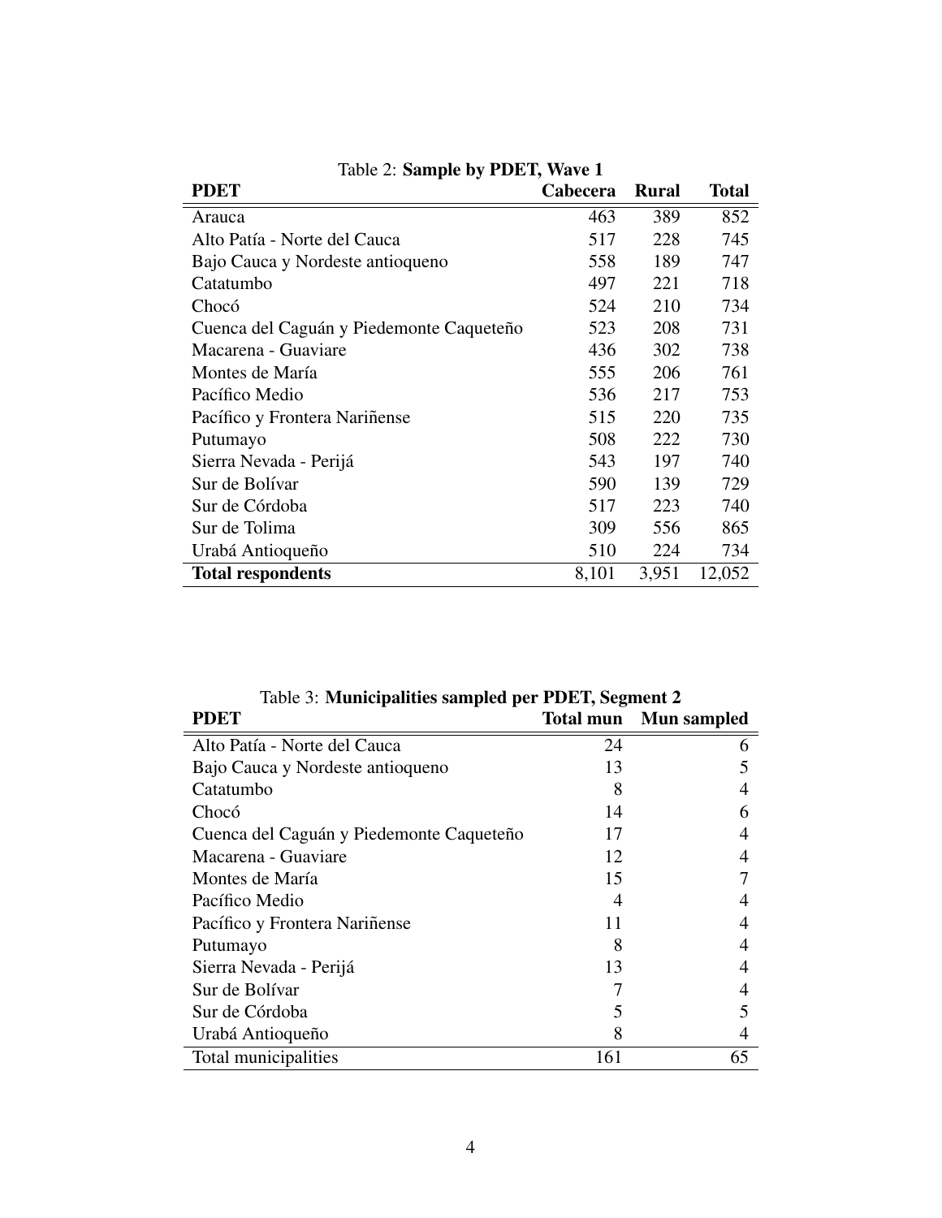Table 2: **Sample by PDET, Wave 1**

| PDET | Cabecera | Rural | Total |
|---|---|---|---|
| Arauca | 463 | 389 | 852 |
| Alto Patía - Norte del Cauca | 517 | 228 | 745 |
| Bajo Cauca y Nordeste antioqueno | 558 | 189 | 747 |
| Catatumbo | 497 | 221 | 718 |
| Chocó | 524 | 210 | 734 |
| Cuenca del Caguán y Piedemonte Caqueteño | 523 | 208 | 731 |
| Macarena - Guaviare | 436 | 302 | 738 |
| Montes de María | 555 | 206 | 761 |
| Pacífico Medio | 536 | 217 | 753 |
| Pacífico y Frontera Nariñense | 515 | 220 | 735 |
| Putumayo | 508 | 222 | 730 |
| Sierra Nevada - Perijá | 543 | 197 | 740 |
| Sur de Bolívar | 590 | 139 | 729 |
| Sur de Córdoba | 517 | 223 | 740 |
| Sur de Tolima | 309 | 556 | 865 |
| Urabá Antioqueño | 510 | 224 | 734 |
| **Total respondents** | 8,101 | 3,951 | 12,052 |

Table 3: **Municipalities sampled per PDET, Segment 2**

| PDET | Total mun | Mun sampled |
|---|---|---|
| Alto Patía - Norte del Cauca | 24 | 6 |
| Bajo Cauca y Nordeste antioqueno | 13 | 5 |
| Catatumbo | 8 | 4 |
| Chocó | 14 | 6 |
| Cuenca del Caguán y Piedemonte Caqueteño | 17 | 4 |
| Macarena - Guaviare | 12 | 4 |
| Montes de María | 15 | 7 |
| Pacífico Medio | 4 | 4 |
| Pacífico y Frontera Nariñense | 11 | 4 |
| Putumayo | 8 | 4 |
| Sierra Nevada - Perijá | 13 | 4 |
| Sur de Bolívar | 7 | 4 |
| Sur de Córdoba | 5 | 5 |
| Urabá Antioqueño | 8 | 4 |
| Total municipalities | 161 | 65 |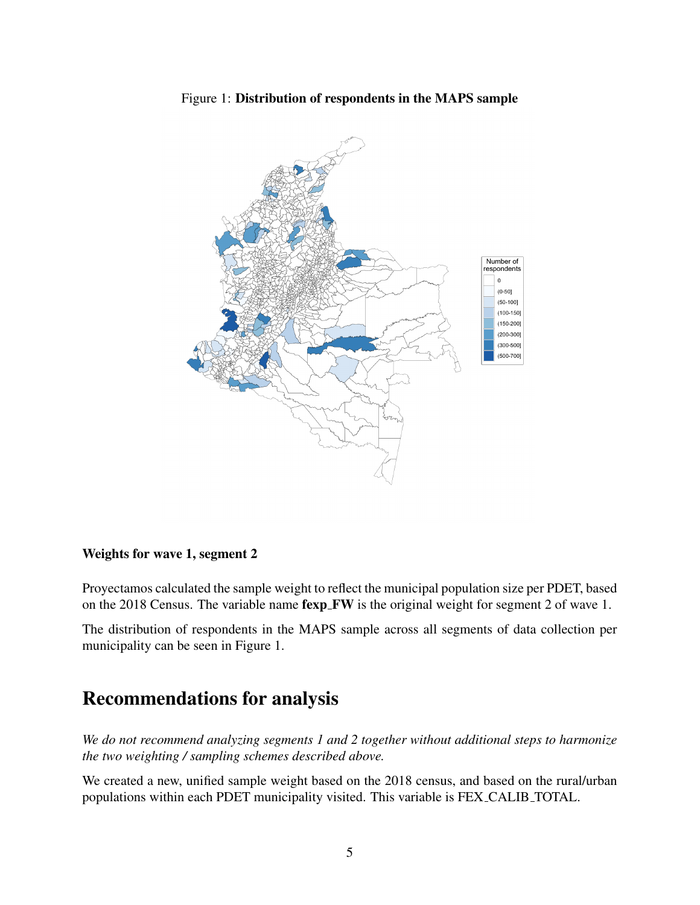Figure 1: **Distribution of respondents in the MAPS sample**

**Weights for wave 1, segment 2**

Proyectamos calculated the sample weight to reflect the municipal population size per PDET, based on the 2018 Census. The variable name **fexp_FW** is the original weight for segment 2 of wave 1.

The distribution of respondents in the MAPS sample across all segments of data collection per municipality can be seen in Figure 1.

## Recommendations for analysis

*We do not recommend analyzing segments 1 and 2 together without additional steps to harmonize the two weighting / sampling schemes described above.*

We created a new, unified sample weight based on the 2018 census, and based on the rural/urban populations within each PDET municipality visited. This variable is FEX_CALIB_TOTAL.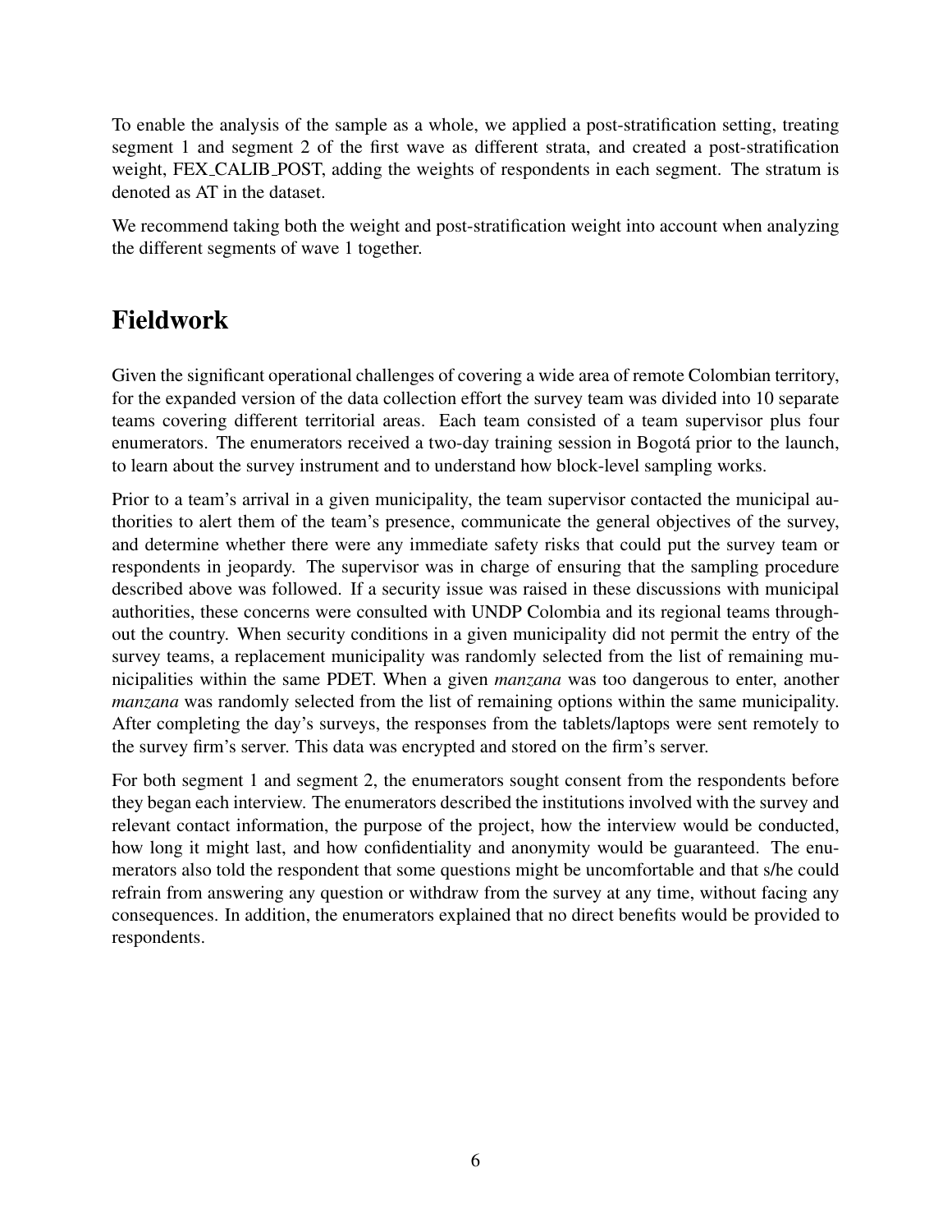To enable the analysis of the sample as a whole, we applied a post-stratification setting, treating segment 1 and segment 2 of the first wave as different strata, and created a post-stratification weight, FEX_CALIB_POST, adding the weights of respondents in each segment. The stratum is denoted as AT in the dataset.

We recommend taking both the weight and post-stratification weight into account when analyzing the different segments of wave 1 together.

# Fieldwork

Given the significant operational challenges of covering a wide area of remote Colombian territory, for the expanded version of the data collection effort the survey team was divided into 10 separate teams covering different territorial areas. Each team consisted of a team supervisor plus four enumerators. The enumerators received a two-day training session in Bogotá prior to the launch, to learn about the survey instrument and to understand how block-level sampling works.

Prior to a team's arrival in a given municipality, the team supervisor contacted the municipal authorities to alert them of the team's presence, communicate the general objectives of the survey, and determine whether there were any immediate safety risks that could put the survey team or respondents in jeopardy. The supervisor was in charge of ensuring that the sampling procedure described above was followed. If a security issue was raised in these discussions with municipal authorities, these concerns were consulted with UNDP Colombia and its regional teams throughout the country. When security conditions in a given municipality did not permit the entry of the survey teams, a replacement municipality was randomly selected from the list of remaining municipalities within the same PDET. When a given *manzana* was too dangerous to enter, another *manzana* was randomly selected from the list of remaining options within the same municipality. After completing the day's surveys, the responses from the tablets/laptops were sent remotely to the survey firm's server. This data was encrypted and stored on the firm's server.

For both segment 1 and segment 2, the enumerators sought consent from the respondents before they began each interview. The enumerators described the institutions involved with the survey and relevant contact information, the purpose of the project, how the interview would be conducted, how long it might last, and how confidentiality and anonymity would be guaranteed. The enumerators also told the respondent that some questions might be uncomfortable and that s/he could refrain from answering any question or withdraw from the survey at any time, without facing any consequences. In addition, the enumerators explained that no direct benefits would be provided to respondents.